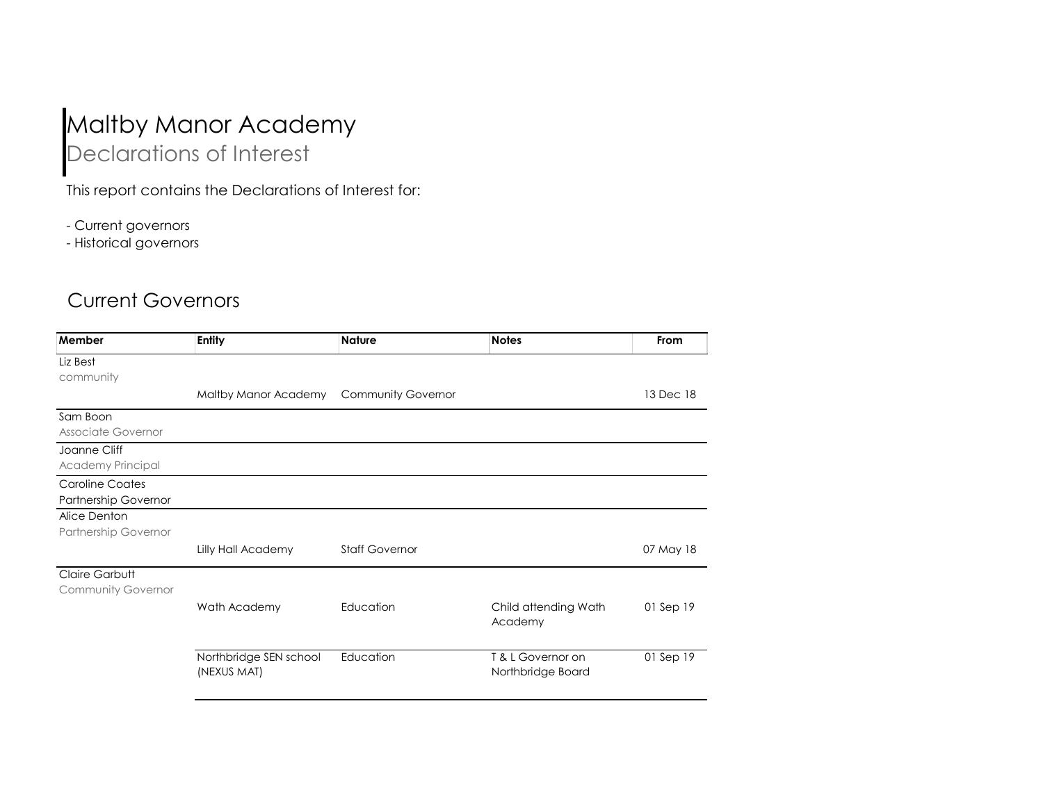# Maltby Manor Academy
## Declarations of Interest

This report contains the Declarations of Interest for:

- Current governors
- Historical governors

## Current Governors

| Member | Entity | Nature | Notes | From |
|---|---|---|---|---|
| Liz Best<br>community | | | | |
| | Maltby Manor Academy | Community Governor | | 13 Dec 18 |
| Sam Boon<br>Associate Governor | | | | |
| Joanne Cliff<br>Academy Principal | | | | |
| Caroline Coates<br>Partnership Governor | | | | |
| Alice Denton<br>Partnership Governor | | | | |
| | Lilly Hall Academy | Staff Governor | | 07 May 18 |
| Claire Garbutt<br>Community Governor | | | | |
| | Wath Academy | Education | Child attending Wath Academy | 01 Sep 19 |
| | Northbridge SEN school (NEXUS MAT) | Education | T & L Governor on Northbridge Board | 01 Sep 19 |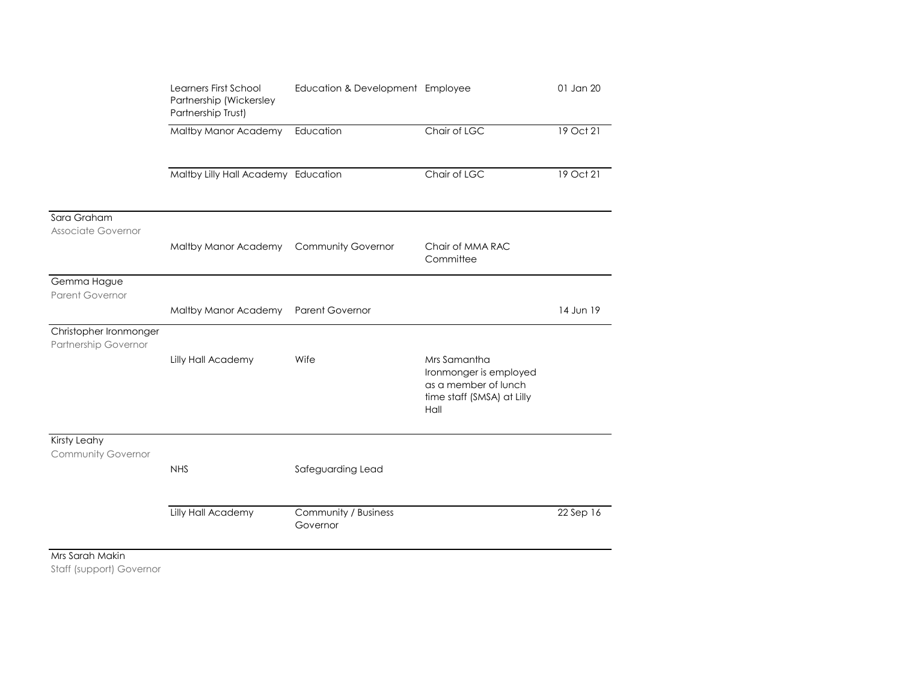| | | | | |
|---|---|---|---|---|
| | Learners First School Partnership (Wickersley Partnership Trust) | Education & Development | Employee | 01 Jan 20 |
| | Maltby Manor Academy | Education | Chair of LGC | 19 Oct 21 |
| | Maltby Lilly Hall Academy | Education | Chair of LGC | 19 Oct 21 |
| Sara Graham<br>Associate Governor | | | | |
| | Maltby Manor Academy | Community Governor | Chair of MMA RAC Committee | |
| Gemma Hague<br>Parent Governor | | | | |
| | Maltby Manor Academy | Parent Governor | | 14 Jun 19 |
| Christopher Ironmonger<br>Partnership Governor | | | | |
| | Lilly Hall Academy | Wife | Mrs Samantha Ironmonger is employed as a member of lunch time staff (SMSA) at Lilly Hall | |
| Kirsty Leahy<br>Community Governor | | | | |
| | NHS | Safeguarding Lead | | |
| | Lilly Hall Academy | Community / Business Governor | | 22 Sep 16 |
| Mrs Sarah Makin<br>Staff (support) Governor | | | | |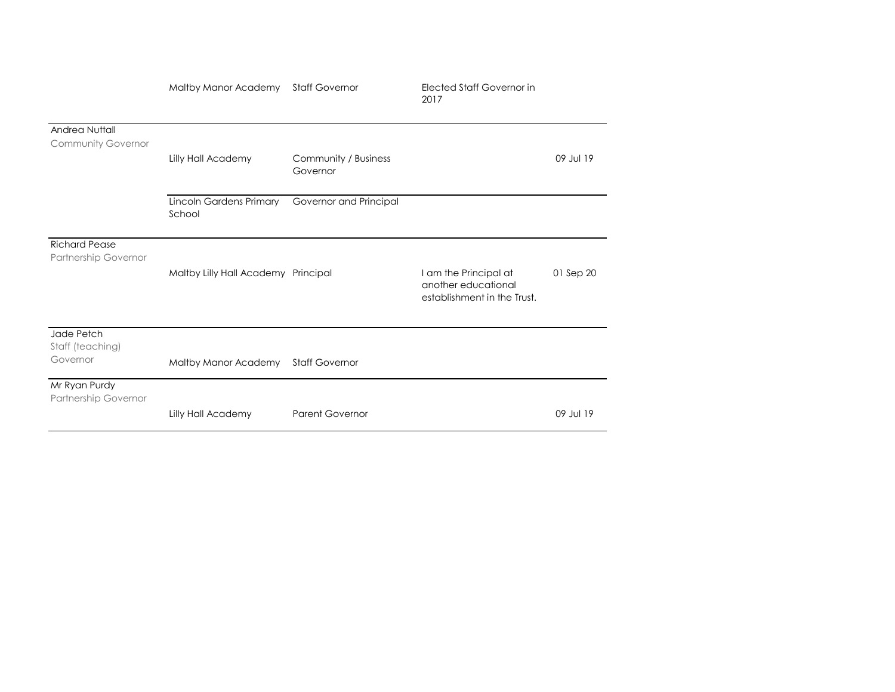| | | | | |
|---|---|---|---|---|
| | Maltby Manor Academy | Staff Governor | Elected Staff Governor in 2017 | |
| Andrea Nuttall<br>Community Governor | Lilly Hall Academy | Community / Business Governor | | 09 Jul 19 |
| | Lincoln Gardens Primary School | Governor and Principal | | |
| Richard Pease<br>Partnership Governor | Maltby Lilly Hall Academy | Principal | I am the Principal at another educational establishment in the Trust. | 01 Sep 20 |
| Jade Petch<br>Staff (teaching) Governor | Maltby Manor Academy | Staff Governor | | |
| Mr Ryan Purdy<br>Partnership Governor | Lilly Hall Academy | Parent Governor | | 09 Jul 19 |